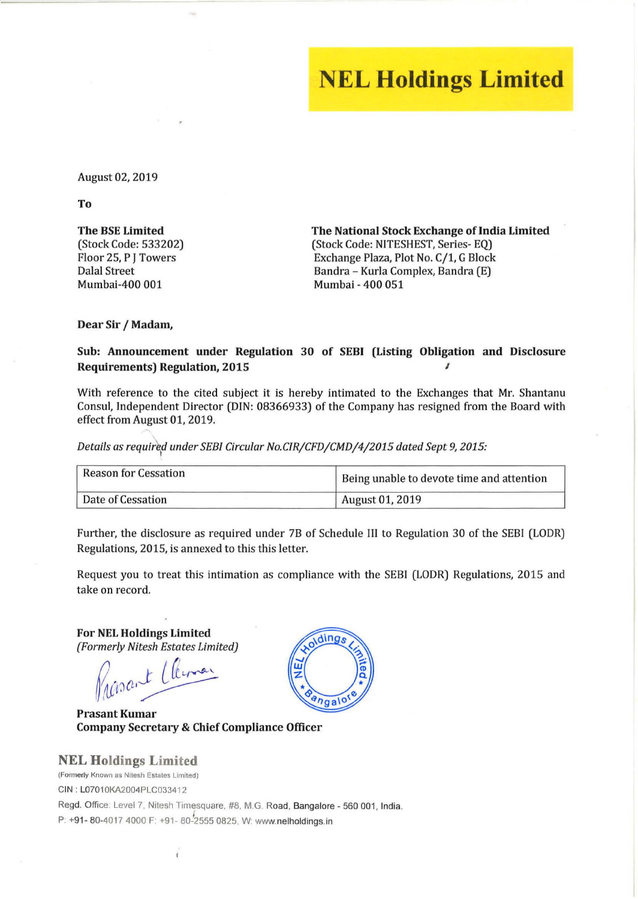# NEL Holdings Limited

August 02, 2019

**To**

**The BSE Limited**
(Stock Code: 533202)
Floor 25, P J Towers
Dalal Street
Mumbai-400 001

**The National Stock Exchange of India Limited**
(Stock Code: NITESHEST, Series- EQ)
Exchange Plaza, Plot No. C/1, G Block
Bandra – Kurla Complex, Bandra (E)
Mumbai - 400 051

**Dear Sir / Madam,**

**Sub: Announcement under Regulation 30 of SEBI (Listing Obligation and Disclosure Requirements) Regulation, 2015**

With reference to the cited subject it is hereby intimated to the Exchanges that Mr. Shantanu Consul, Independent Director (DIN: 08366933) of the Company has resigned from the Board with effect from August 01, 2019.

*Details as required under SEBI Circular No.CIR/CFD/CMD/4/2015 dated Sept 9, 2015:*

| Reason for Cessation | Being unable to devote time and attention |
|---|---|
| Date of Cessation | August 01, 2019 |

Further, the disclosure as required under 7B of Schedule III to Regulation 30 of the SEBI (LODR) Regulations, 2015, is annexed to this this letter.

Request you to treat this intimation as compliance with the SEBI (LODR) Regulations, 2015 and take on record.

**For NEL Holdings Limited**
*(Formerly Nitesh Estates Limited)*

**Prasant Kumar**
**Company Secretary & Chief Compliance Officer**

**NEL Holdings Limited**
(Formerly Known as Nitesh Estates Limited)
CIN : L07010KA2004PLC033412
Regd. Office: Level 7, Nitesh Timesquare, #8, M.G. Road, Bangalore - 560 001, India.
P: +91- 80-4017 4000 F: +91- 80-2555 0825, W: www.nelholdings.in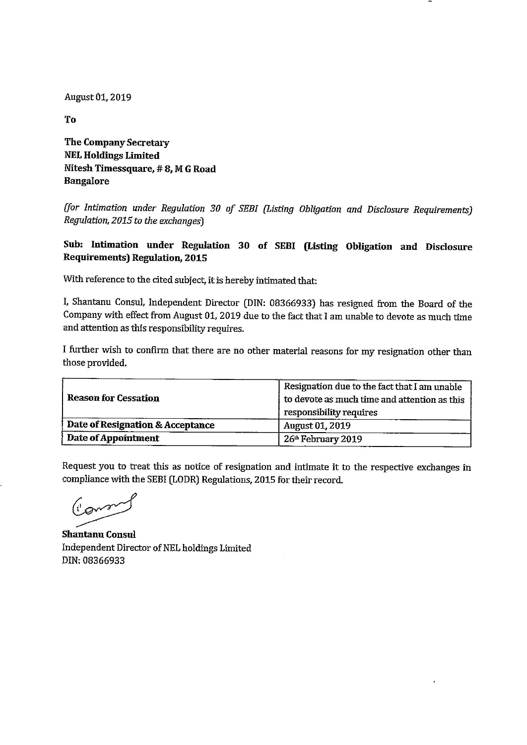August 01, 2019

To

**The Company Secretary**
**NEL Holdings Limited**
**Nitesh Timessquare, # 8, M G Road**
**Bangalore**

*(for Intimation under Regulation 30 of SEBI (Listing Obligation and Disclosure Requirements) Regulation, 2015 to the exchanges)*

**Sub: Intimation under Regulation 30 of SEBI (Listing Obligation and Disclosure Requirements) Regulation, 2015**

With reference to the cited subject, it is hereby intimated that:

I, Shantanu Consul, Independent Director (DIN: 08366933) has resigned from the Board of the Company with effect from August 01, 2019 due to the fact that I am unable to devote as much time and attention as this responsibility requires.

I further wish to confirm that there are no other material reasons for my resignation other than those provided.

| | |
|---|---|
| **Reason for Cessation** | Resignation due to the fact that I am unable to devote as much time and attention as this responsibility requires |
| **Date of Resignation & Acceptance** | August 01, 2019 |
| **Date of Appointment** | 26th February 2019 |

Request you to treat this as notice of resignation and intimate it to the respective exchanges in compliance with the SEBI (LODR) Regulations, 2015 for their record.

**Shantanu Consul**
Independent Director of NEL holdings Limited
DIN: 08366933